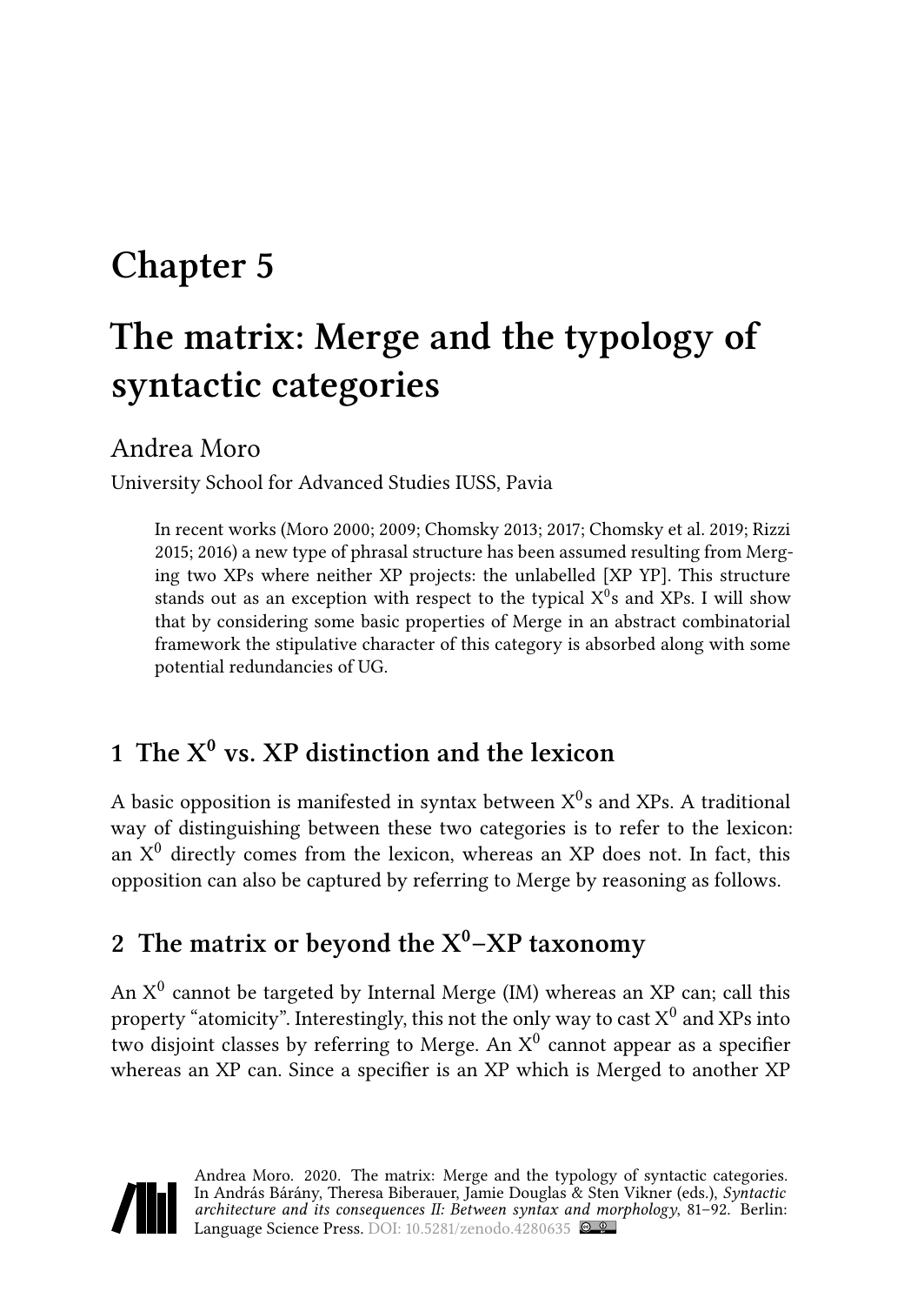# Chapter 5

# The matrix: Merge and the typology of syntactic categories

Andrea Moro

University School for Advanced Studies IUSS, Pavia

In recent works (Moro 2000; 2009; Chomsky 2013; 2017; Chomsky et al. 2019; Rizzi 2015; 2016) a new type of phrasal structure has been assumed resulting from Merging two XPs where neither XP projects: the unlabelled [XP YP]. This structure stands out as an exception with respect to the typical $X^0$s and XPs. I will show that by considering some basic properties of Merge in an abstract combinatorial framework the stipulative character of this category is absorbed along with some potential redundancies of UG.

## 1 The $X^0$ vs. XP distinction and the lexicon

A basic opposition is manifested in syntax between $X^0$s and XPs. A traditional way of distinguishing between these two categories is to refer to the lexicon: an $X^0$ directly comes from the lexicon, whereas an XP does not. In fact, this opposition can also be captured by referring to Merge by reasoning as follows.

## 2 The matrix or beyond the $X^0$–XP taxonomy

An $X^0$ cannot be targeted by Internal Merge (IM) whereas an XP can; call this property "atomicity". Interestingly, this not the only way to cast $X^0$ and XPs into two disjoint classes by referring to Merge. An $X^0$ cannot appear as a specifier whereas an XP can. Since a specifier is an XP which is Merged to another XP

Andrea Moro. 2020. The matrix: Merge and the typology of syntactic categories. In András Bárány, Theresa Biberauer, Jamie Douglas & Sten Vikner (eds.), *Syntactic architecture and its consequences II: Between syntax and morphology*, 81–92. Berlin: Language Science Press. DOI: 10.5281/zenodo.4280635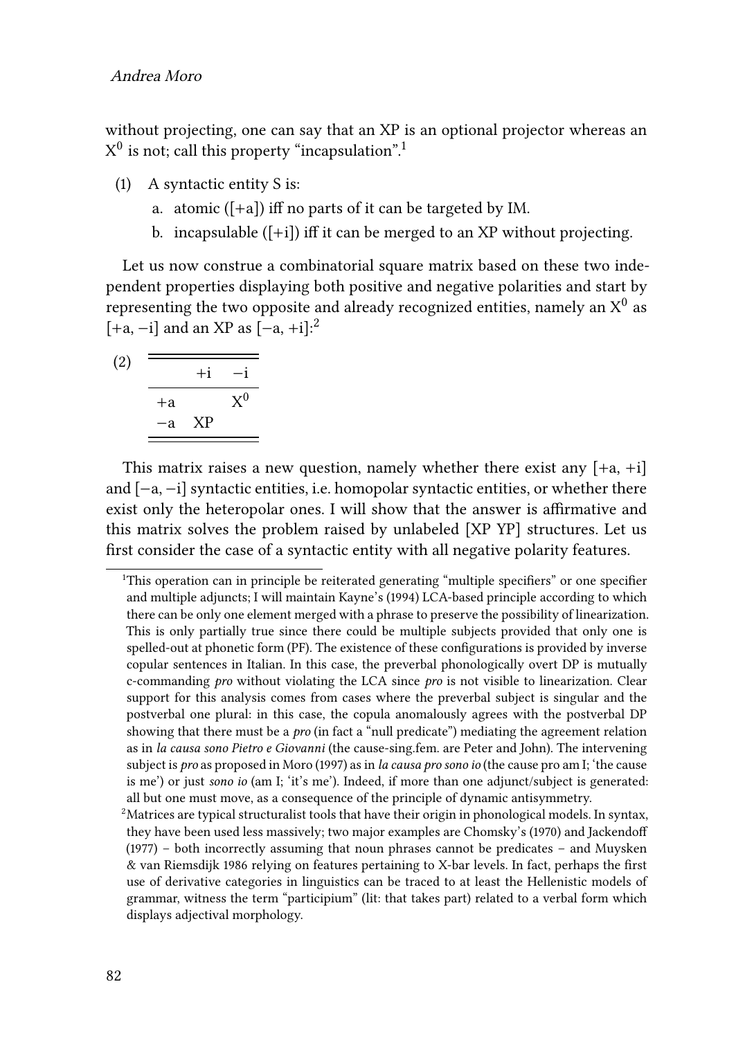without projecting, one can say that an XP is an optional projector whereas an $X^0$ is not; call this property "incapsulation".[1]

(1) A syntactic entity S is:

a. atomic ([+a]) iff no parts of it can be targeted by IM.

b. incapsulable ([+i]) iff it can be merged to an XP without projecting.

Let us now construe a combinatorial square matrix based on these two independent properties displaying both positive and negative polarities and start by representing the two opposite and already recognized entities, namely an $X^0$ as [+a, −i] and an XP as [−a, +i]:[2]

(2)

| | +i | −i |
|---|---|---|
| +a | | $X^0$ |
| −a | XP | |

This matrix raises a new question, namely whether there exist any [+a, +i] and [−a, −i] syntactic entities, i.e. homopolar syntactic entities, or whether there exist only the heteropolar ones. I will show that the answer is affirmative and this matrix solves the problem raised by unlabeled [XP YP] structures. Let us first consider the case of a syntactic entity with all negative polarity features.

[1] This operation can in principle be reiterated generating "multiple specifiers" or one specifier and multiple adjuncts; I will maintain Kayne's (1994) LCA-based principle according to which there can be only one element merged with a phrase to preserve the possibility of linearization. This is only partially true since there could be multiple subjects provided that only one is spelled-out at phonetic form (PF). The existence of these configurations is provided by inverse copular sentences in Italian. In this case, the preverbal phonologically overt DP is mutually c-commanding *pro* without violating the LCA since *pro* is not visible to linearization. Clear support for this analysis comes from cases where the preverbal subject is singular and the postverbal one plural: in this case, the copula anomalously agrees with the postverbal DP showing that there must be a *pro* (in fact a "null predicate") mediating the agreement relation as in *la causa sono Pietro e Giovanni* (the cause-sing.fem. are Peter and John). The intervening subject is *pro* as proposed in Moro (1997) as in *la causa pro sono io* (the cause pro am I; 'the cause is me') or just *sono io* (am I; 'it's me'). Indeed, if more than one adjunct/subject is generated: all but one must move, as a consequence of the principle of dynamic antisymmetry.

[2] Matrices are typical structuralist tools that have their origin in phonological models. In syntax, they have been used less massively; two major examples are Chomsky's (1970) and Jackendoff (1977) – both incorrectly assuming that noun phrases cannot be predicates – and Muysken & van Riemsdijk 1986 relying on features pertaining to X-bar levels. In fact, perhaps the first use of derivative categories in linguistics can be traced to at least the Hellenistic models of grammar, witness the term "participium" (lit: that takes part) related to a verbal form which displays adjectival morphology.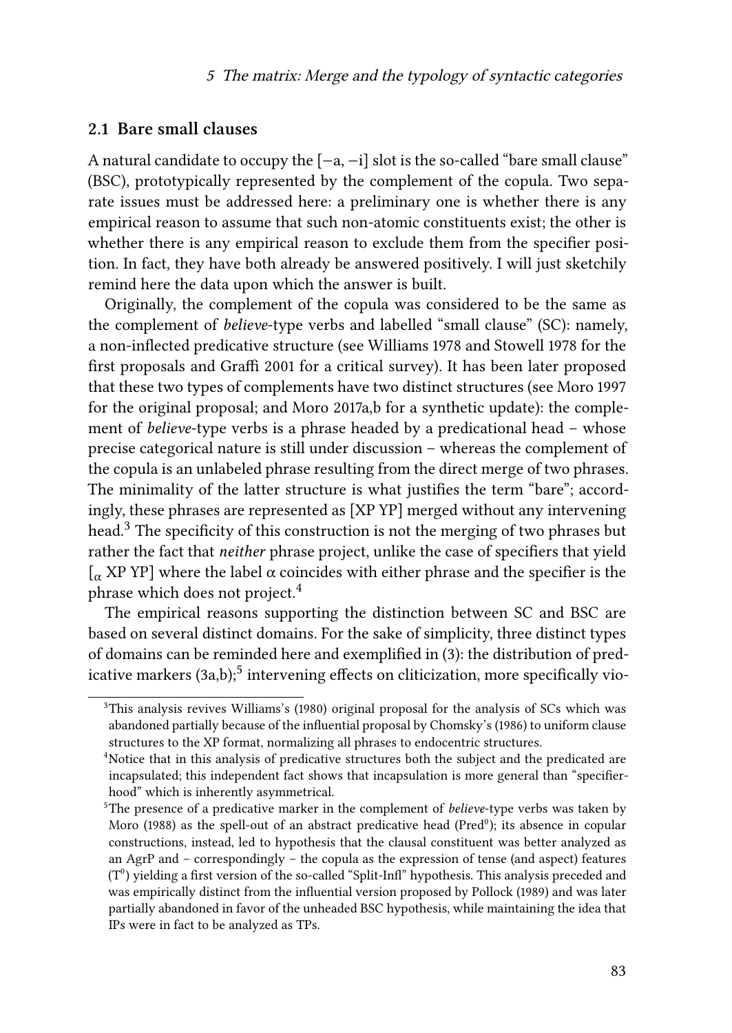## 2.1 Bare small clauses

A natural candidate to occupy the [−a, −i] slot is the so-called "bare small clause" (BSC), prototypically represented by the complement of the copula. Two separate issues must be addressed here: a preliminary one is whether there is any empirical reason to assume that such non-atomic constituents exist; the other is whether there is any empirical reason to exclude them from the specifier position. In fact, they have both already be answered positively. I will just sketchily remind here the data upon which the answer is built.

Originally, the complement of the copula was considered to be the same as the complement of *believe*-type verbs and labelled "small clause" (SC): namely, a non-inflected predicative structure (see Williams 1978 and Stowell 1978 for the first proposals and Graffi 2001 for a critical survey). It has been later proposed that these two types of complements have two distinct structures (see Moro 1997 for the original proposal; and Moro 2017a,b for a synthetic update): the complement of *believe*-type verbs is a phrase headed by a predicational head – whose precise categorical nature is still under discussion – whereas the complement of the copula is an unlabeled phrase resulting from the direct merge of two phrases. The minimality of the latter structure is what justifies the term "bare"; accordingly, these phrases are represented as [XP YP] merged without any intervening head.[3] The specificity of this construction is not the merging of two phrases but rather the fact that *neither* phrase project, unlike the case of specifiers that yield [$_{\alpha}$ XP YP] where the label α coincides with either phrase and the specifier is the phrase which does not project.[4]

The empirical reasons supporting the distinction between SC and BSC are based on several distinct domains. For the sake of simplicity, three distinct types of domains can be reminded here and exemplified in (3): the distribution of predicative markers (3a,b);[5] intervening effects on cliticization, more specifically vio-

[3] This analysis revives Williams's (1980) original proposal for the analysis of SCs which was abandoned partially because of the influential proposal by Chomsky's (1986) to uniform clause structures to the XP format, normalizing all phrases to endocentric structures.

[4] Notice that in this analysis of predicative structures both the subject and the predicated are incapsulated; this independent fact shows that incapsulation is more general than "specifierhood" which is inherently asymmetrical.

[5] The presence of a predicative marker in the complement of *believe*-type verbs was taken by Moro (1988) as the spell-out of an abstract predicative head (Pred$^0$); its absence in copular constructions, instead, led to hypothesis that the clausal constituent was better analyzed as an AgrP and – correspondingly – the copula as the expression of tense (and aspect) features (T$^0$) yielding a first version of the so-called "Split-Infl" hypothesis. This analysis preceded and was empirically distinct from the influential version proposed by Pollock (1989) and was later partially abandoned in favor of the unheaded BSC hypothesis, while maintaining the idea that IPs were in fact to be analyzed as TPs.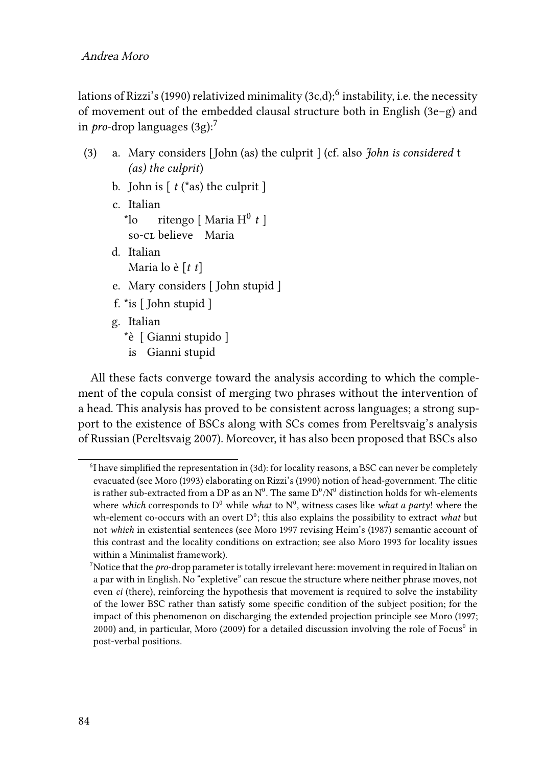lations of Rizzi's (1990) relativized minimality (3c,d);[6] instability, i.e. the necessity of movement out of the embedded clausal structure both in English (3e–g) and in *pro*-drop languages (3g):[7]

(3) a. Mary considers [John (as) the culprit ] (cf. also *John is considered* t *(as) the culprit*)

b. John is [ *t* (*as) the culprit ]

c. Italian
   *lo ritengo [ Maria $H^0$ *t* ]
   so-CL believe Maria

d. Italian
   Maria lo è [*t t*]

e. Mary considers [ John stupid ]

f. *is [ John stupid ]

g. Italian
   *è [ Gianni stupido ]
   is Gianni stupid

All these facts converge toward the analysis according to which the complement of the copula consist of merging two phrases without the intervention of a head. This analysis has proved to be consistent across languages; a strong support to the existence of BSCs along with SCs comes from Pereltsvaig's analysis of Russian (Pereltsvaig 2007). Moreover, it has also been proposed that BSCs also

---

[6] I have simplified the representation in (3d): for locality reasons, a BSC can never be completely evacuated (see Moro (1993) elaborating on Rizzi's (1990) notion of head-government. The clitic is rather sub-extracted from a DP as an $N^0$. The same $D^0/N^0$ distinction holds for wh-elements where *which* corresponds to $D^0$ while *what* to $N^0$, witness cases like *what a party*! where the wh-element co-occurs with an overt $D^0$; this also explains the possibility to extract *what* but not *which* in existential sentences (see Moro 1997 revising Heim's (1987) semantic account of this contrast and the locality conditions on extraction; see also Moro 1993 for locality issues within a Minimalist framework).

[7] Notice that the *pro*-drop parameter is totally irrelevant here: movement in required in Italian on a par with in English. No "expletive" can rescue the structure where neither phrase moves, not even *ci* (there), reinforcing the hypothesis that movement is required to solve the instability of the lower BSC rather than satisfy some specific condition of the subject position; for the impact of this phenomenon on discharging the extended projection principle see Moro (1997; 2000) and, in particular, Moro (2009) for a detailed discussion involving the role of $Focus^0$ in post-verbal positions.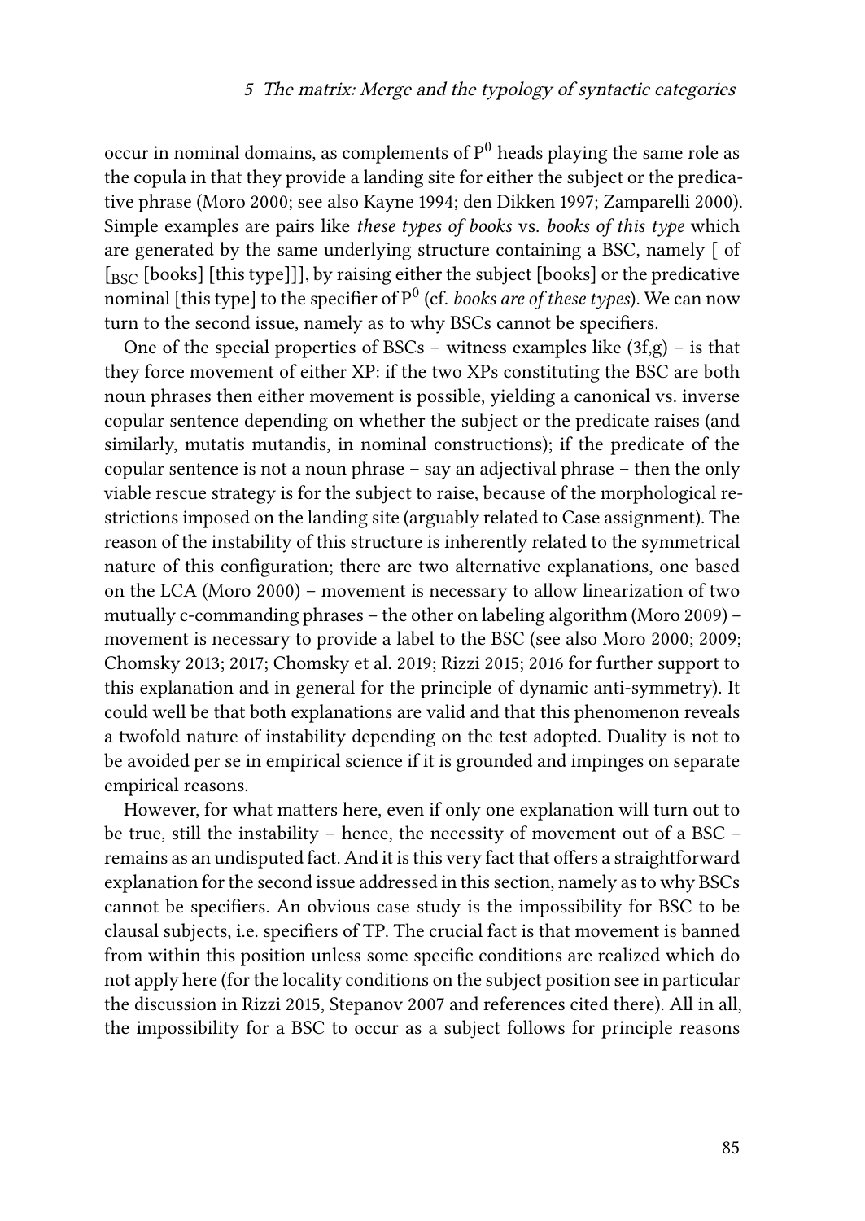occur in nominal domains, as complements of $P^0$ heads playing the same role as the copula in that they provide a landing site for either the subject or the predicative phrase (Moro 2000; see also Kayne 1994; den Dikken 1997; Zamparelli 2000). Simple examples are pairs like *these types of books* vs. *books of this type* which are generated by the same underlying structure containing a BSC, namely [ of [$_{BSC}$ [books] [this type]]], by raising either the subject [books] or the predicative nominal [this type] to the specifier of $P^0$ (cf. *books are of these types*). We can now turn to the second issue, namely as to why BSCs cannot be specifiers.

One of the special properties of BSCs – witness examples like (3f,g) – is that they force movement of either XP: if the two XPs constituting the BSC are both noun phrases then either movement is possible, yielding a canonical vs. inverse copular sentence depending on whether the subject or the predicate raises (and similarly, mutatis mutandis, in nominal constructions); if the predicate of the copular sentence is not a noun phrase – say an adjectival phrase – then the only viable rescue strategy is for the subject to raise, because of the morphological restrictions imposed on the landing site (arguably related to Case assignment). The reason of the instability of this structure is inherently related to the symmetrical nature of this configuration; there are two alternative explanations, one based on the LCA (Moro 2000) – movement is necessary to allow linearization of two mutually c-commanding phrases – the other on labeling algorithm (Moro 2009) – movement is necessary to provide a label to the BSC (see also Moro 2000; 2009; Chomsky 2013; 2017; Chomsky et al. 2019; Rizzi 2015; 2016 for further support to this explanation and in general for the principle of dynamic anti-symmetry). It could well be that both explanations are valid and that this phenomenon reveals a twofold nature of instability depending on the test adopted. Duality is not to be avoided per se in empirical science if it is grounded and impinges on separate empirical reasons.

However, for what matters here, even if only one explanation will turn out to be true, still the instability – hence, the necessity of movement out of a BSC – remains as an undisputed fact. And it is this very fact that offers a straightforward explanation for the second issue addressed in this section, namely as to why BSCs cannot be specifiers. An obvious case study is the impossibility for BSC to be clausal subjects, i.e. specifiers of TP. The crucial fact is that movement is banned from within this position unless some specific conditions are realized which do not apply here (for the locality conditions on the subject position see in particular the discussion in Rizzi 2015, Stepanov 2007 and references cited there). All in all, the impossibility for a BSC to occur as a subject follows for principle reasons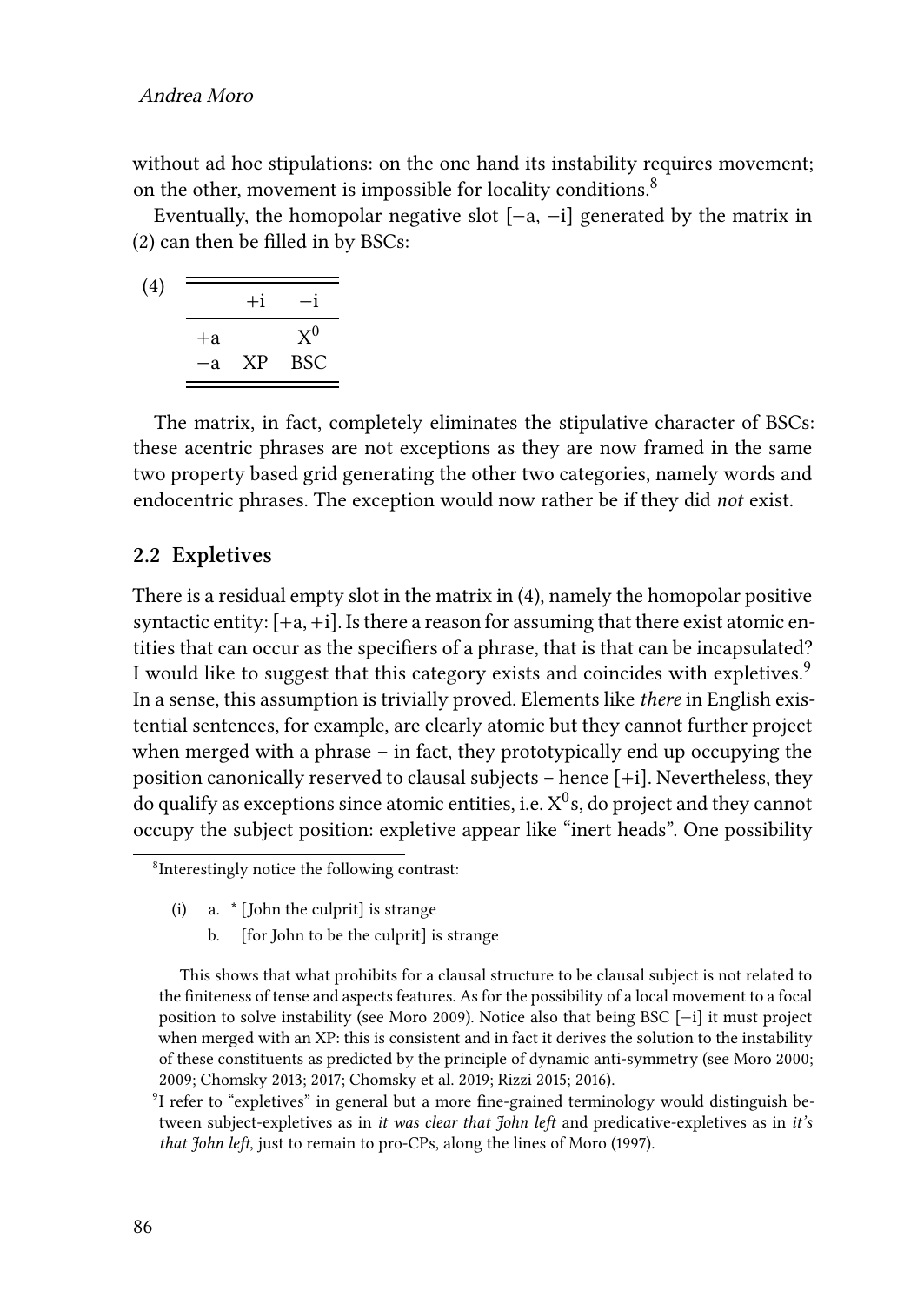without ad hoc stipulations: on the one hand its instability requires movement; on the other, movement is impossible for locality conditions.[8]

Eventually, the homopolar negative slot [−a, −i] generated by the matrix in (2) can then be filled in by BSCs:

(4)

| | +i | −i |
|---|---|---|
| +a | | $X^0$ |
| −a | XP | BSC |

The matrix, in fact, completely eliminates the stipulative character of BSCs: these acentric phrases are not exceptions as they are now framed in the same two property based grid generating the other two categories, namely words and endocentric phrases. The exception would now rather be if they did *not* exist.

## 2.2 Expletives

There is a residual empty slot in the matrix in (4), namely the homopolar positive syntactic entity: [+a, +i]. Is there a reason for assuming that there exist atomic entities that can occur as the specifiers of a phrase, that is that can be incapsulated? I would like to suggest that this category exists and coincides with expletives.[9] In a sense, this assumption is trivially proved. Elements like *there* in English existential sentences, for example, are clearly atomic but they cannot further project when merged with a phrase – in fact, they prototypically end up occupying the position canonically reserved to clausal subjects – hence [+i]. Nevertheless, they do qualify as exceptions since atomic entities, i.e. $X^0$s, do project and they cannot occupy the subject position: expletive appear like “inert heads”. One possibility

[8] Interestingly notice the following contrast:

(i) a. * [John the culprit] is strange
b. [for John to be the culprit] is strange

This shows that what prohibits for a clausal structure to be clausal subject is not related to the finiteness of tense and aspects features. As for the possibility of a local movement to a focal position to solve instability (see Moro 2009). Notice also that being BSC [−i] it must project when merged with an XP: this is consistent and in fact it derives the solution to the instability of these constituents as predicted by the principle of dynamic anti-symmetry (see Moro 2000; 2009; Chomsky 2013; 2017; Chomsky et al. 2019; Rizzi 2015; 2016).

[9] I refer to “expletives” in general but a more fine-grained terminology would distinguish between subject-expletives as in *it was clear that John left* and predicative-expletives as in *it's that John left*, just to remain to pro-CPs, along the lines of Moro (1997).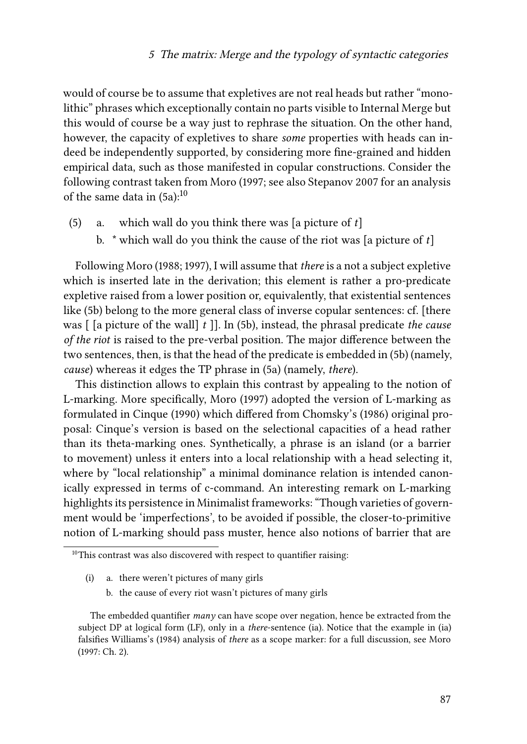would of course be to assume that expletives are not real heads but rather "monolithic" phrases which exceptionally contain no parts visible to Internal Merge but this would of course be a way just to rephrase the situation. On the other hand, however, the capacity of expletives to share *some* properties with heads can indeed be independently supported, by considering more fine-grained and hidden empirical data, such as those manifested in copular constructions. Consider the following contrast taken from Moro (1997; see also Stepanov 2007 for an analysis of the same data in (5a):[10]

(5) a. which wall do you think there was [a picture of *t*]
    b. * which wall do you think the cause of the riot was [a picture of *t*]

Following Moro (1988; 1997), I will assume that *there* is a not a subject expletive which is inserted late in the derivation; this element is rather a pro-predicate expletive raised from a lower position or, equivalently, that existential sentences like (5b) belong to the more general class of inverse copular sentences: cf. [there was [ [a picture of the wall] *t* ]]. In (5b), instead, the phrasal predicate *the cause of the riot* is raised to the pre-verbal position. The major difference between the two sentences, then, is that the head of the predicate is embedded in (5b) (namely, *cause*) whereas it edges the TP phrase in (5a) (namely, *there*).

This distinction allows to explain this contrast by appealing to the notion of L-marking. More specifically, Moro (1997) adopted the version of L-marking as formulated in Cinque (1990) which differed from Chomsky's (1986) original proposal: Cinque's version is based on the selectional capacities of a head rather than its theta-marking ones. Synthetically, a phrase is an island (or a barrier to movement) unless it enters into a local relationship with a head selecting it, where by "local relationship" a minimal dominance relation is intended canonically expressed in terms of c-command. An interesting remark on L-marking highlights its persistence in Minimalist frameworks: "Though varieties of government would be 'imperfections', to be avoided if possible, the closer-to-primitive notion of L-marking should pass muster, hence also notions of barrier that are

---

[10] This contrast was also discovered with respect to quantifier raising:

(i) a. there weren't pictures of many girls
    b. the cause of every riot wasn't pictures of many girls

The embedded quantifier *many* can have scope over negation, hence be extracted from the subject DP at logical form (LF), only in a *there*-sentence (ia). Notice that the example in (ia) falsifies Williams's (1984) analysis of *there* as a scope marker: for a full discussion, see Moro (1997: Ch. 2).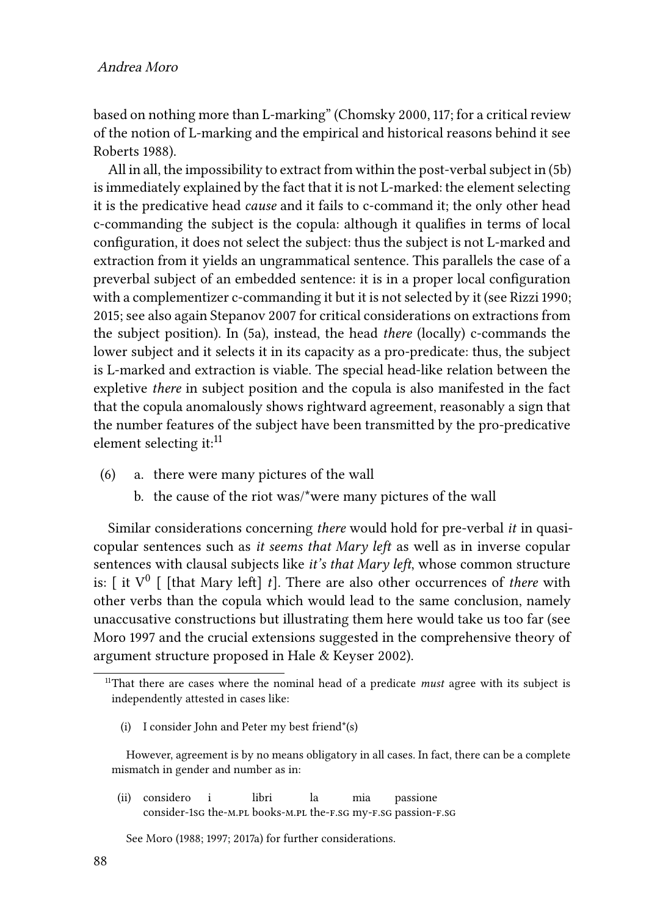based on nothing more than L-marking" (Chomsky 2000, 117; for a critical review of the notion of L-marking and the empirical and historical reasons behind it see Roberts 1988).

All in all, the impossibility to extract from within the post-verbal subject in (5b) is immediately explained by the fact that it is not L-marked: the element selecting it is the predicative head *cause* and it fails to c-command it; the only other head c-commanding the subject is the copula: although it qualifies in terms of local configuration, it does not select the subject: thus the subject is not L-marked and extraction from it yields an ungrammatical sentence. This parallels the case of a preverbal subject of an embedded sentence: it is in a proper local configuration with a complementizer c-commanding it but it is not selected by it (see Rizzi 1990; 2015; see also again Stepanov 2007 for critical considerations on extractions from the subject position). In (5a), instead, the head *there* (locally) c-commands the lower subject and it selects it in its capacity as a pro-predicate: thus, the subject is L-marked and extraction is viable. The special head-like relation between the expletive *there* in subject position and the copula is also manifested in the fact that the copula anomalously shows rightward agreement, reasonably a sign that the number features of the subject have been transmitted by the pro-predicative element selecting it:[11]

(6) a. there were many pictures of the wall
    b. the cause of the riot was/*were many pictures of the wall

Similar considerations concerning *there* would hold for pre-verbal *it* in quasi-copular sentences such as *it seems that Mary left* as well as in inverse copular sentences with clausal subjects like *it's that Mary left*, whose common structure is: [ it $V^0$ [ [that Mary left] *t*]. There are also other occurrences of *there* with other verbs than the copula which would lead to the same conclusion, namely unaccusative constructions but illustrating them here would take us too far (see Moro 1997 and the crucial extensions suggested in the comprehensive theory of argument structure proposed in Hale & Keyser 2002).

---

[11] That there are cases where the nominal head of a predicate *must* agree with its subject is independently attested in cases like:

(i) I consider John and Peter my best friend*(s)

However, agreement is by no means obligatory in all cases. In fact, there can be a complete mismatch in gender and number as in:

(ii) considero i libri la mia passione
consider-1SG the-M.PL books-M.PL the-F.SG my-F.SG passion-F.SG

See Moro (1988; 1997; 2017a) for further considerations.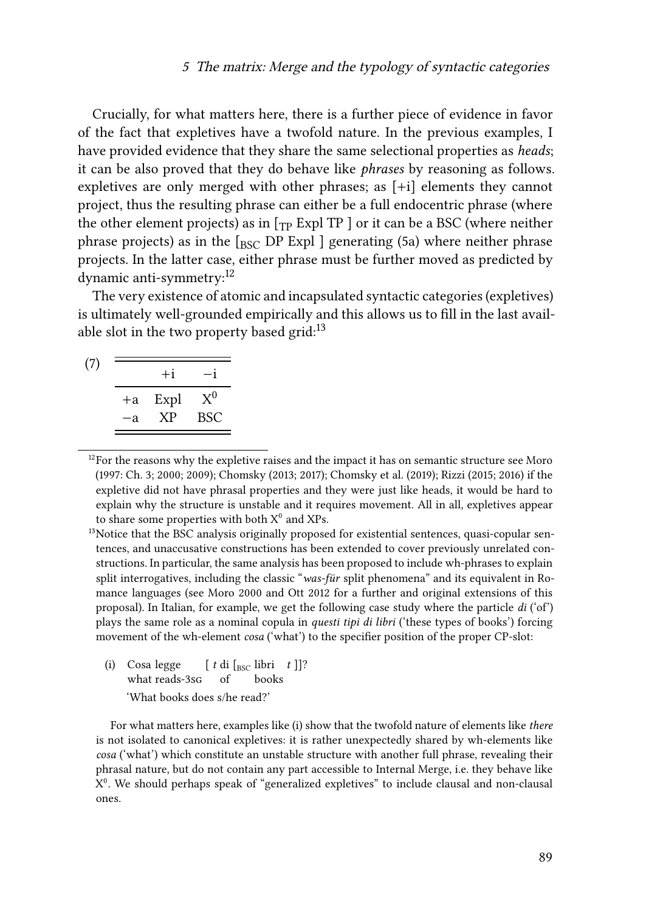Crucially, for what matters here, there is a further piece of evidence in favor of the fact that expletives have a twofold nature. In the previous examples, I have provided evidence that they share the same selectional properties as *heads*; it can be also proved that they do behave like *phrases* by reasoning as follows. expletives are only merged with other phrases; as [+i] elements they cannot project, thus the resulting phrase can either be a full endocentric phrase (where the other element projects) as in [$_{TP}$ Expl TP ] or it can be a BSC (where neither phrase projects) as in the [$_{BSC}$ DP Expl ] generating (5a) where neither phrase projects. In the latter case, either phrase must be further moved as predicted by dynamic anti-symmetry:[12]

The very existence of atomic and incapsulated syntactic categories (expletives) is ultimately well-grounded empirically and this allows us to fill in the last available slot in the two property based grid:[13]

(7)

| | +i | −i |
|---|---|---|
| +a | Expl | $X^0$ |
| −a | XP | BSC |

[12] For the reasons why the expletive raises and the impact it has on semantic structure see Moro (1997: Ch. 3; 2000; 2009); Chomsky (2013; 2017); Chomsky et al. (2019); Rizzi (2015; 2016) if the expletive did not have phrasal properties and they were just like heads, it would be hard to explain why the structure is unstable and it requires movement. All in all, expletives appear to share some properties with both $X^0$ and XPs.

[13] Notice that the BSC analysis originally proposed for existential sentences, quasi-copular sentences, and unaccusative constructions has been extended to cover previously unrelated constructions. In particular, the same analysis has been proposed to include wh-phrases to explain split interrogatives, including the classic "*was-für* split phenomena" and its equivalent in Romance languages (see Moro 2000 and Ott 2012 for a further and original extensions of this proposal). In Italian, for example, we get the following case study where the particle *di* ('of') plays the same role as a nominal copula in *questi tipi di libri* ('these types of books') forcing movement of the wh-element *cosa* ('what') to the specifier position of the proper CP-slot:

(i) Cosa legge [ *t* di [$_{BSC}$ libri *t* ]]?
what reads-3SG of books
'What books does s/he read?'

For what matters here, examples like (i) show that the twofold nature of elements like *there* is not isolated to canonical expletives: it is rather unexpectedly shared by wh-elements like *cosa* ('what') which constitute an unstable structure with another full phrase, revealing their phrasal nature, but do not contain any part accessible to Internal Merge, i.e. they behave like $X^0$. We should perhaps speak of "generalized expletives" to include clausal and non-clausal ones.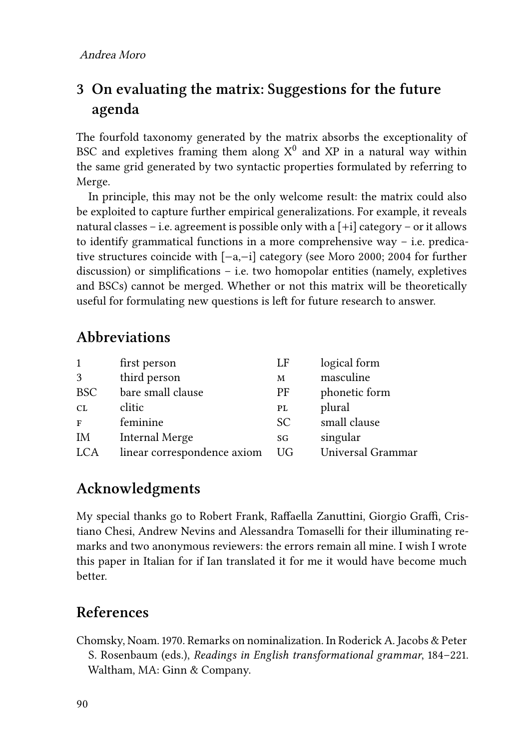## 3 On evaluating the matrix: Suggestions for the future agenda

The fourfold taxonomy generated by the matrix absorbs the exceptionality of BSC and expletives framing them along $X^0$ and XP in a natural way within the same grid generated by two syntactic properties formulated by referring to Merge.

In principle, this may not be the only welcome result: the matrix could also be exploited to capture further empirical generalizations. For example, it reveals natural classes – i.e. agreement is possible only with a [+i] category – or it allows to identify grammatical functions in a more comprehensive way – i.e. predicative structures coincide with [−a,−i] category (see Moro 2000; 2004 for further discussion) or simplifications – i.e. two homopolar entities (namely, expletives and BSCs) cannot be merged. Whether or not this matrix will be theoretically useful for formulating new questions is left for future research to answer.

## Abbreviations

| | | | |
|---|---|---|---|
| 1 | first person | LF | logical form |
| 3 | third person | M | masculine |
| BSC | bare small clause | PF | phonetic form |
| CL | clitic | PL | plural |
| F | feminine | SC | small clause |
| IM | Internal Merge | SG | singular |
| LCA | linear correspondence axiom | UG | Universal Grammar |

## Acknowledgments

My special thanks go to Robert Frank, Raffaella Zanuttini, Giorgio Graffi, Cristiano Chesi, Andrew Nevins and Alessandra Tomaselli for their illuminating remarks and two anonymous reviewers: the errors remain all mine. I wish I wrote this paper in Italian for if Ian translated it for me it would have become much better.

## References

Chomsky, Noam. 1970. Remarks on nominalization. In Roderick A. Jacobs & Peter S. Rosenbaum (eds.), *Readings in English transformational grammar*, 184–221. Waltham, MA: Ginn & Company.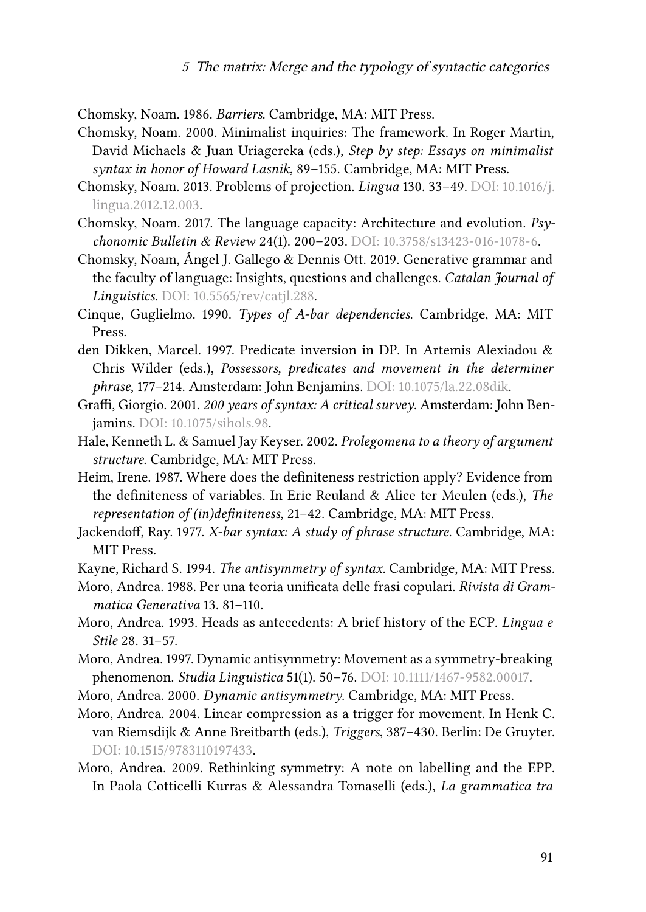Chomsky, Noam. 1986. *Barriers*. Cambridge, MA: MIT Press.

Chomsky, Noam. 2000. Minimalist inquiries: The framework. In Roger Martin, David Michaels & Juan Uriagereka (eds.), *Step by step: Essays on minimalist syntax in honor of Howard Lasnik*, 89–155. Cambridge, MA: MIT Press.

Chomsky, Noam. 2013. Problems of projection. *Lingua* 130. 33–49. DOI: 10.1016/j.lingua.2012.12.003.

Chomsky, Noam. 2017. The language capacity: Architecture and evolution. *Psychonomic Bulletin & Review* 24(1). 200–203. DOI: 10.3758/s13423-016-1078-6.

Chomsky, Noam, Ángel J. Gallego & Dennis Ott. 2019. Generative grammar and the faculty of language: Insights, questions and challenges. *Catalan Journal of Linguistics*. DOI: 10.5565/rev/catjl.288.

Cinque, Guglielmo. 1990. *Types of A-bar dependencies*. Cambridge, MA: MIT Press.

den Dikken, Marcel. 1997. Predicate inversion in DP. In Artemis Alexiadou & Chris Wilder (eds.), *Possessors, predicates and movement in the determiner phrase*, 177–214. Amsterdam: John Benjamins. DOI: 10.1075/la.22.08dik.

Graffi, Giorgio. 2001. *200 years of syntax: A critical survey*. Amsterdam: John Benjamins. DOI: 10.1075/sihols.98.

Hale, Kenneth L. & Samuel Jay Keyser. 2002. *Prolegomena to a theory of argument structure*. Cambridge, MA: MIT Press.

Heim, Irene. 1987. Where does the definiteness restriction apply? Evidence from the definiteness of variables. In Eric Reuland & Alice ter Meulen (eds.), *The representation of (in)definiteness*, 21–42. Cambridge, MA: MIT Press.

Jackendoff, Ray. 1977. *X-bar syntax: A study of phrase structure*. Cambridge, MA: MIT Press.

Kayne, Richard S. 1994. *The antisymmetry of syntax*. Cambridge, MA: MIT Press.

Moro, Andrea. 1988. Per una teoria unificata delle frasi copulari. *Rivista di Grammatica Generativa* 13. 81–110.

Moro, Andrea. 1993. Heads as antecedents: A brief history of the ECP. *Lingua e Stile* 28. 31–57.

Moro, Andrea. 1997. Dynamic antisymmetry: Movement as a symmetry-breaking phenomenon. *Studia Linguistica* 51(1). 50–76. DOI: 10.1111/1467-9582.00017.

Moro, Andrea. 2000. *Dynamic antisymmetry*. Cambridge, MA: MIT Press.

Moro, Andrea. 2004. Linear compression as a trigger for movement. In Henk C. van Riemsdijk & Anne Breitbarth (eds.), *Triggers*, 387–430. Berlin: De Gruyter. DOI: 10.1515/9783110197433.

Moro, Andrea. 2009. Rethinking symmetry: A note on labelling and the EPP. In Paola Cotticelli Kurras & Alessandra Tomaselli (eds.), *La grammatica tra*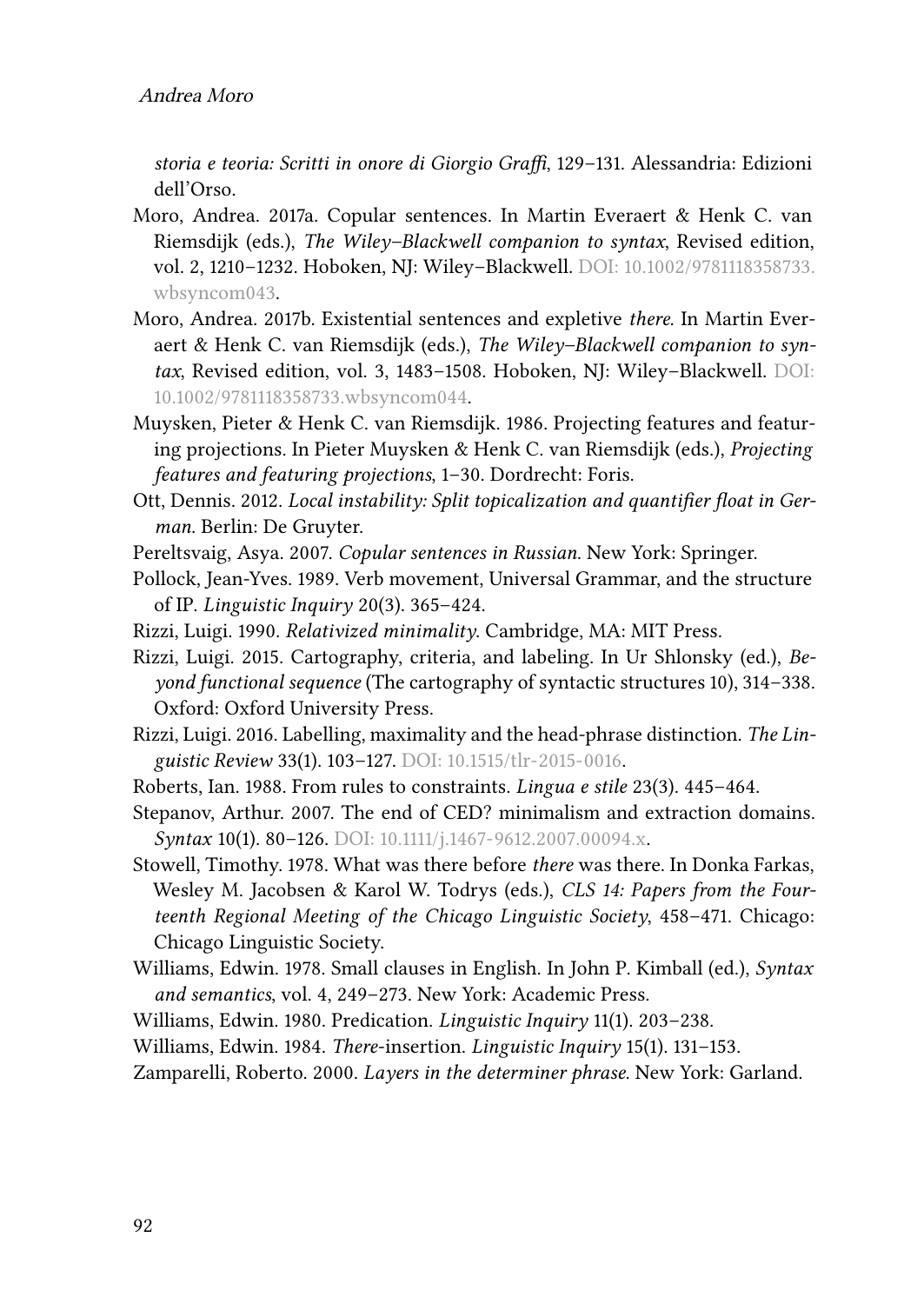*storia e teoria: Scritti in onore di Giorgio Graffi*, 129–131. Alessandria: Edizioni dell'Orso.

Moro, Andrea. 2017a. Copular sentences. In Martin Everaert & Henk C. van Riemsdijk (eds.), *The Wiley–Blackwell companion to syntax*, Revised edition, vol. 2, 1210–1232. Hoboken, NJ: Wiley–Blackwell. DOI: 10.1002/9781118358733.wbsyncom043.

Moro, Andrea. 2017b. Existential sentences and expletive *there*. In Martin Everaert & Henk C. van Riemsdijk (eds.), *The Wiley–Blackwell companion to syntax*, Revised edition, vol. 3, 1483–1508. Hoboken, NJ: Wiley–Blackwell. DOI: 10.1002/9781118358733.wbsyncom044.

Muysken, Pieter & Henk C. van Riemsdijk. 1986. Projecting features and featuring projections. In Pieter Muysken & Henk C. van Riemsdijk (eds.), *Projecting features and featuring projections*, 1–30. Dordrecht: Foris.

Ott, Dennis. 2012. *Local instability: Split topicalization and quantifier float in German*. Berlin: De Gruyter.

Pereltsvaig, Asya. 2007. *Copular sentences in Russian*. New York: Springer.

Pollock, Jean-Yves. 1989. Verb movement, Universal Grammar, and the structure of IP. *Linguistic Inquiry* 20(3). 365–424.

Rizzi, Luigi. 1990. *Relativized minimality*. Cambridge, MA: MIT Press.

Rizzi, Luigi. 2015. Cartography, criteria, and labeling. In Ur Shlonsky (ed.), *Beyond functional sequence* (The cartography of syntactic structures 10), 314–338. Oxford: Oxford University Press.

Rizzi, Luigi. 2016. Labelling, maximality and the head-phrase distinction. *The Linguistic Review* 33(1). 103–127. DOI: 10.1515/tlr-2015-0016.

Roberts, Ian. 1988. From rules to constraints. *Lingua e stile* 23(3). 445–464.

Stepanov, Arthur. 2007. The end of CED? minimalism and extraction domains. *Syntax* 10(1). 80–126. DOI: 10.1111/j.1467-9612.2007.00094.x.

Stowell, Timothy. 1978. What was there before *there* was there. In Donka Farkas, Wesley M. Jacobsen & Karol W. Todrys (eds.), *CLS 14: Papers from the Fourteenth Regional Meeting of the Chicago Linguistic Society*, 458–471. Chicago: Chicago Linguistic Society.

Williams, Edwin. 1978. Small clauses in English. In John P. Kimball (ed.), *Syntax and semantics*, vol. 4, 249–273. New York: Academic Press.

Williams, Edwin. 1980. Predication. *Linguistic Inquiry* 11(1). 203–238.

Williams, Edwin. 1984. *There*-insertion. *Linguistic Inquiry* 15(1). 131–153.

Zamparelli, Roberto. 2000. *Layers in the determiner phrase*. New York: Garland.